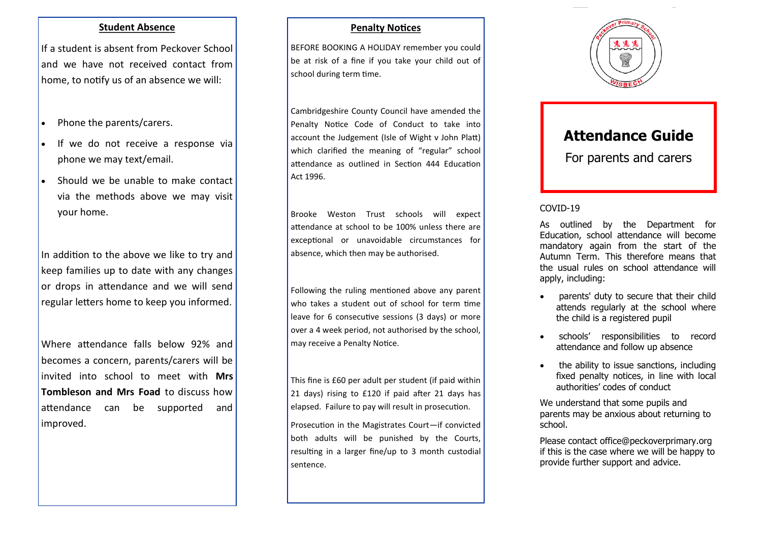## Student Absence

If a student is absent from Peckover School and we have not received contact from home, to notify us of an absence we will:

- Phone the parents/carers.
- If we do not receive a response via phone we may text/email.
- Should we be unable to make contact via the methods above we may visit your home.

In addition to the above we like to try and keep families up to date with any changes or drops in attendance and we will send regular letters home to keep you informed.

Where attendance falls below 92% and becomes a concern, parents/carers will be invited into school to meet with **Mrs Tombleson and Mrs Foad** to discuss how attendance can be supported and improved.

## Penalty Notices

BEFORE BOOKING A HOLIDAY remember you could be at risk of a fine if you take your child out of school during term time.

Cambridgeshire County Council have amended the Penalty Notice Code of Conduct to take into account the Judgement (Isle of Wight v John Platt) which clarified the meaning of "regular" school attendance as outlined in Section 444 Education Act 1996.

Brooke Weston Trust schools will expect attendance at school to be 100% unless there are exceptional or unavoidable circumstances for absence, which then may be authorised.

Following the ruling mentioned above any parent who takes a student out of school for term time leave for 6 consecutive sessions (3 days) or more over a 4 week period, not authorised by the school, may receive a Penalty Notice.

This fine is £60 per adult per student (if paid within 21 days) rising to £120 if paid after 21 days has elapsed. Failure to pay will result in prosecution.

Prosecution in the Magistrates Court—if convicted both adults will be punished by the Courts, resulting in a larger fine/up to 3 month custodial sentence.

Peckover Primary School — WISBECH

# Attendance Guide

For parents and carers

COVID-19

As outlined by the Department for Education, school attendance will become mandatory again from the start of the Autumn Term. This therefore means that the usual rules on school attendance will apply, including:

- parents' duty to secure that their child attends regularly at the school where the child is a registered pupil
- schools' responsibilities to record attendance and follow up absence
- the ability to issue sanctions, including fixed penalty notices, in line with local authorities' codes of conduct

We understand that some pupils and parents may be anxious about returning to school.

Please contact office@peckoverprimary.org if this is the case where we will be happy to provide further support and advice.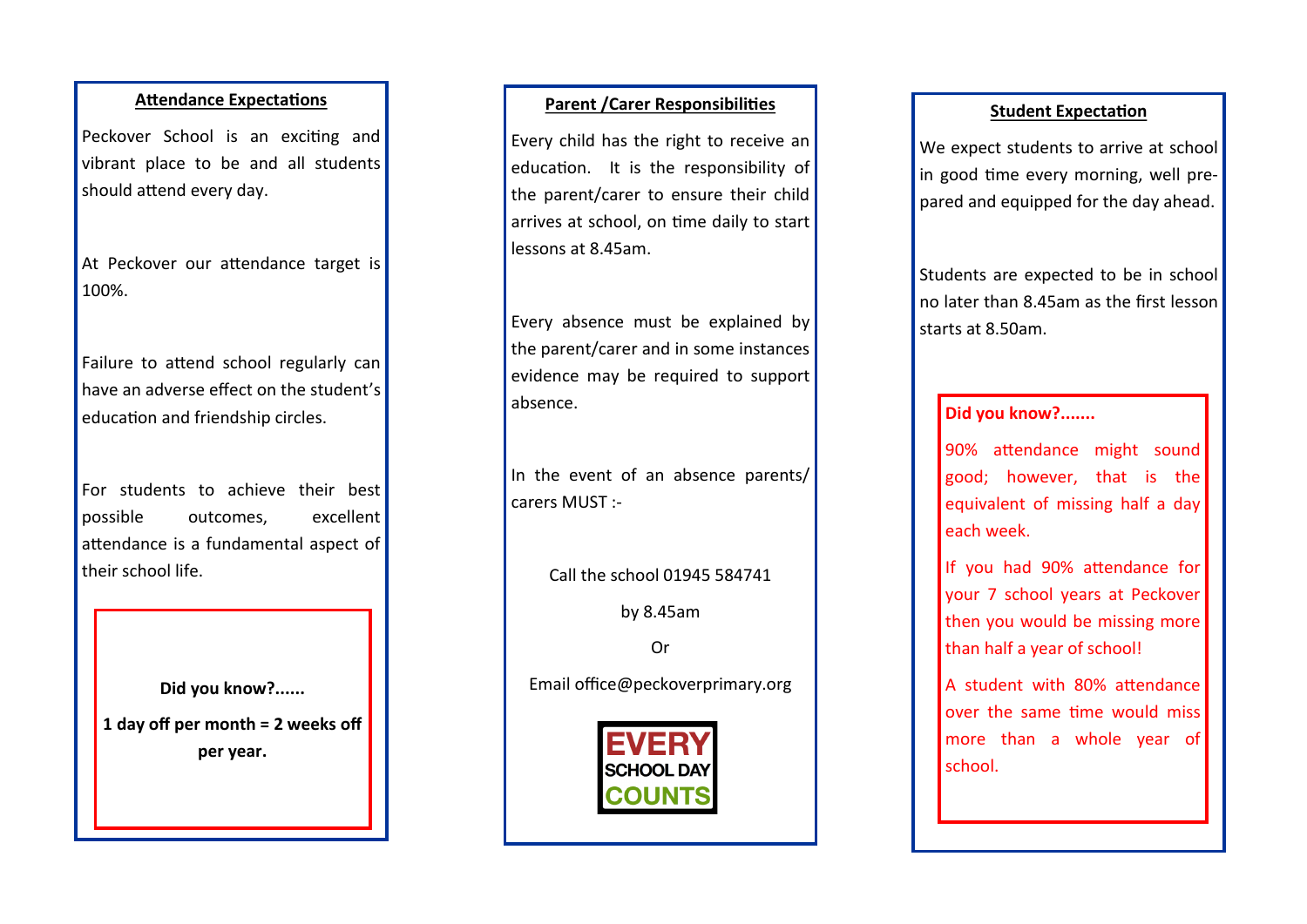## Attendance Expectations

Peckover School is an exciting and vibrant place to be and all students should attend every day.

At Peckover our attendance target is 100%.

Failure to attend school regularly can have an adverse effect on the student's education and friendship circles.

For students to achieve their best possible outcomes, excellent attendance is a fundamental aspect of their school life.

**Did you know?......**

**1 day off per month = 2 weeks off per year.**

## Parent /Carer Responsibilities

Every child has the right to receive an education. It is the responsibility of the parent/carer to ensure their child arrives at school, on time daily to start lessons at 8.45am.

Every absence must be explained by the parent/carer and in some instances evidence may be required to support absence.

In the event of an absence parents/ carers MUST :-

Call the school 01945 584741

by 8.45am

Or

Email office@peckoverprimary.org

EVERY SCHOOL DAY COUNTS

## Student Expectation

We expect students to arrive at school in good time every morning, well prepared and equipped for the day ahead.

Students are expected to be in school no later than 8.45am as the first lesson starts at 8.50am.

**Did you know?.......**

90% attendance might sound good; however, that is the equivalent of missing half a day each week.

If you had 90% attendance for your 7 school years at Peckover then you would be missing more than half a year of school!

A student with 80% attendance over the same time would miss more than a whole year of school.